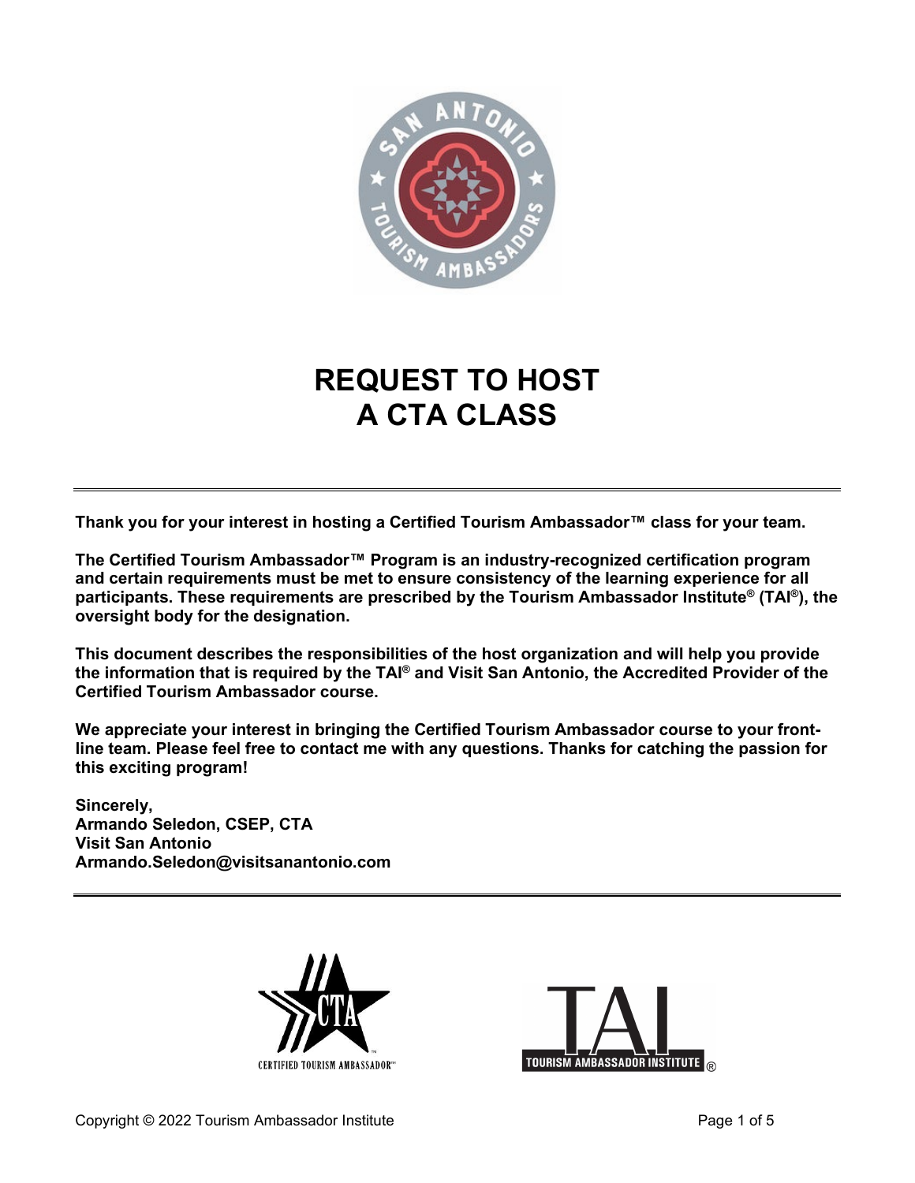# REQUEST TO HOST A CTA CLASS

---

**Thank you for your interest in hosting a Certified Tourism Ambassador™ class for your team.**

**The Certified Tourism Ambassador™ Program is an industry-recognized certification program and certain requirements must be met to ensure consistency of the learning experience for all participants. These requirements are prescribed by the Tourism Ambassador Institute® (TAI®), the oversight body for the designation.**

**This document describes the responsibilities of the host organization and will help you provide the information that is required by the TAI® and Visit San Antonio, the Accredited Provider of the Certified Tourism Ambassador course.**

**We appreciate your interest in bringing the Certified Tourism Ambassador course to your front-line team. Please feel free to contact me with any questions. Thanks for catching the passion for this exciting program!**

**Sincerely,**
**Armando Seledon, CSEP, CTA**
**Visit San Antonio**
**Armando.Seledon@visitsanantonio.com**

---

Copyright © 2022 Tourism Ambassador Institute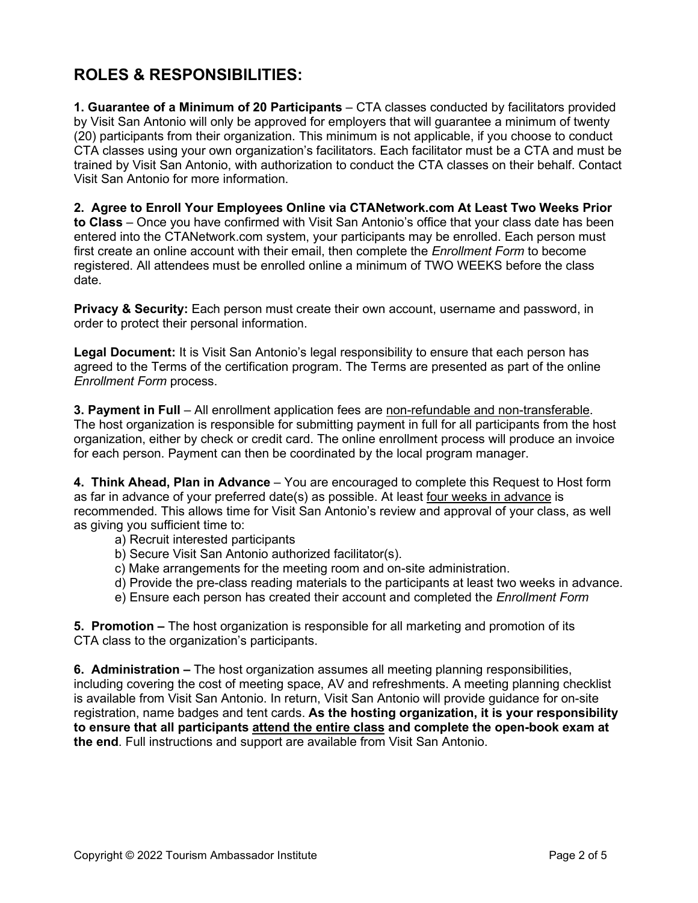## ROLES & RESPONSIBILITIES:

**1. Guarantee of a Minimum of 20 Participants** – CTA classes conducted by facilitators provided by Visit San Antonio will only be approved for employers that will guarantee a minimum of twenty (20) participants from their organization. This minimum is not applicable, if you choose to conduct CTA classes using your own organization's facilitators. Each facilitator must be a CTA and must be trained by Visit San Antonio, with authorization to conduct the CTA classes on their behalf. Contact Visit San Antonio for more information.

**2. Agree to Enroll Your Employees Online via CTANetwork.com At Least Two Weeks Prior to Class** – Once you have confirmed with Visit San Antonio's office that your class date has been entered into the CTANetwork.com system, your participants may be enrolled. Each person must first create an online account with their email, then complete the *Enrollment Form* to become registered. All attendees must be enrolled online a minimum of TWO WEEKS before the class date.

**Privacy & Security:** Each person must create their own account, username and password, in order to protect their personal information.

**Legal Document:** It is Visit San Antonio's legal responsibility to ensure that each person has agreed to the Terms of the certification program. The Terms are presented as part of the online *Enrollment Form* process.

**3. Payment in Full** – All enrollment application fees are non-refundable and non-transferable. The host organization is responsible for submitting payment in full for all participants from the host organization, either by check or credit card. The online enrollment process will produce an invoice for each person. Payment can then be coordinated by the local program manager.

**4. Think Ahead, Plan in Advance** – You are encouraged to complete this Request to Host form as far in advance of your preferred date(s) as possible. At least four weeks in advance is recommended. This allows time for Visit San Antonio's review and approval of your class, as well as giving you sufficient time to:

a) Recruit interested participants
b) Secure Visit San Antonio authorized facilitator(s).
c) Make arrangements for the meeting room and on-site administration.
d) Provide the pre-class reading materials to the participants at least two weeks in advance.
e) Ensure each person has created their account and completed the *Enrollment Form*

**5. Promotion –** The host organization is responsible for all marketing and promotion of its CTA class to the organization's participants.

**6. Administration –** The host organization assumes all meeting planning responsibilities, including covering the cost of meeting space, AV and refreshments. A meeting planning checklist is available from Visit San Antonio. In return, Visit San Antonio will provide guidance for on-site registration, name badges and tent cards. **As the hosting organization, it is your responsibility to ensure that all participants attend the entire class and complete the open-book exam at the end**. Full instructions and support are available from Visit San Antonio.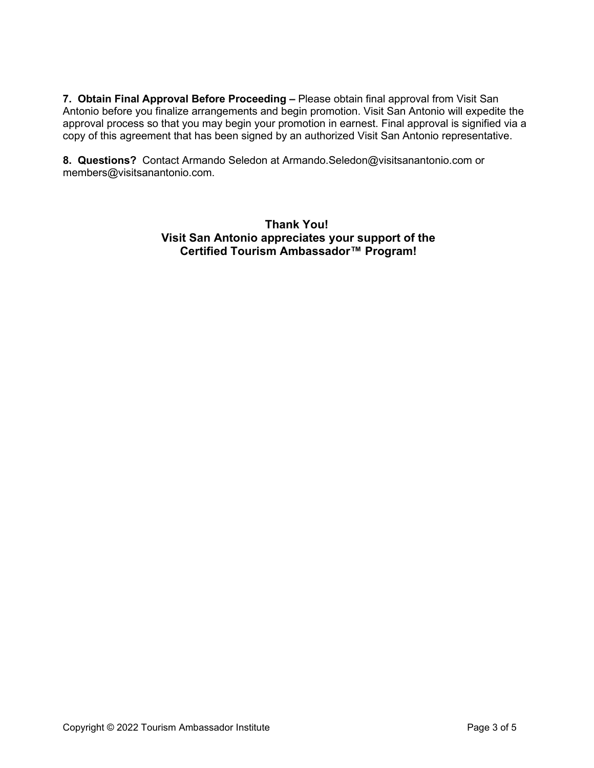**7. Obtain Final Approval Before Proceeding –** Please obtain final approval from Visit San Antonio before you finalize arrangements and begin promotion. Visit San Antonio will expedite the approval process so that you may begin your promotion in earnest. Final approval is signified via a copy of this agreement that has been signed by an authorized Visit San Antonio representative.

**8. Questions?** Contact Armando Seledon at Armando.Seledon@visitsanantonio.com or members@visitsanantonio.com.

**Thank You!**
**Visit San Antonio appreciates your support of the Certified Tourism Ambassador™ Program!**

Copyright © 2022 Tourism Ambassador Institute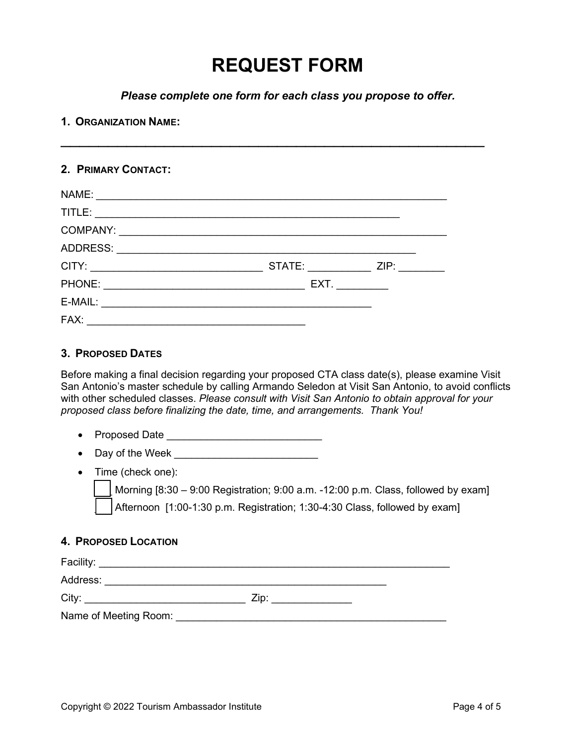# REQUEST FORM

***Please complete one form for each class you propose to offer.***

**1. ORGANIZATION NAME:**

______________________________________________________________

**2. PRIMARY CONTACT:**

NAME: ____________________________________________________

TITLE: _______________________________________________

COMPANY: ________________________________________________

ADDRESS: ____________________________________________

CITY: ____________________________ STATE: __________ ZIP: ________

PHONE: _______________________________ EXT. _________

E-MAIL: ____________________________________________

FAX: ___________________________________

**3. PROPOSED DATES**

Before making a final decision regarding your proposed CTA class date(s), please examine Visit San Antonio's master schedule by calling Armando Seledon at Visit San Antonio, to avoid conflicts with other scheduled classes. *Please consult with Visit San Antonio to obtain approval for your proposed class before finalizing the date, time, and arrangements. Thank You!*

- Proposed Date __________________________
- Day of the Week ________________________
- Time (check one):
  - ☐ Morning [8:30 – 9:00 Registration; 9:00 a.m. -12:00 p.m. Class, followed by exam]
  - ☐ Afternoon [1:00-1:30 p.m. Registration; 1:30-4:30 Class, followed by exam]

**4. PROPOSED LOCATION**

Facility: ______________________________________________________

Address: ______________________________________________

City: _________________________ Zip: _____________

Name of Meeting Room: __________________________________________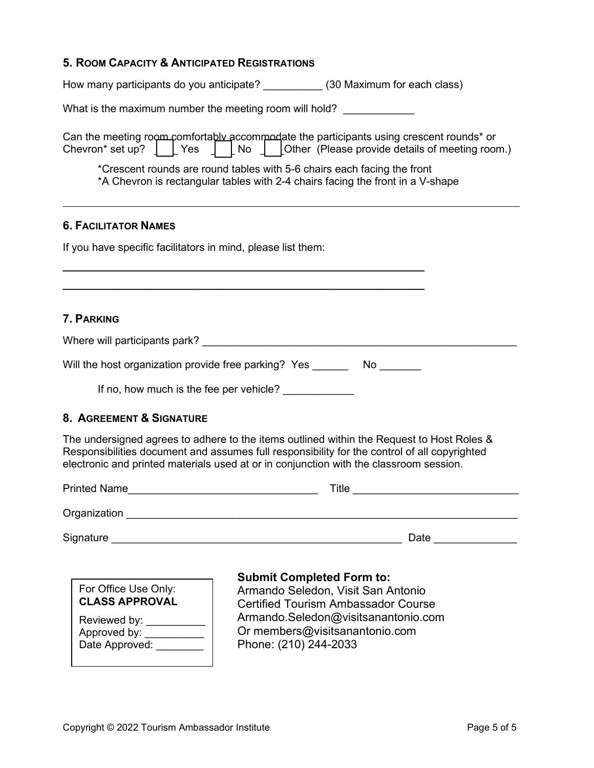### 5. Room Capacity & Anticipated Registrations

How many participants do you anticipate? __________ (30 Maximum for each class)

What is the maximum number the meeting room will hold? ____________

Can the meeting room comfortably accommodate the participants using crescent rounds* or Chevron* set up? ____ Yes ____ No ____ Other (Please provide details of meeting room.)

*Crescent rounds are round tables with 5-6 chairs each facing the front
*A Chevron is rectangular tables with 2-4 chairs facing the front in a V-shape

---

### 6. Facilitator Names

If you have specific facilitators in mind, please list them:

______________________________________________________________

______________________________________________________________

### 7. Parking

Where will participants park? ______________________________________________________

Will the host organization provide free parking? Yes ______ No _______

If no, how much is the fee per vehicle? ____________

### 8. Agreement & Signature

The undersigned agrees to adhere to the items outlined within the Request to Host Roles & Responsibilities document and assumes full responsibility for the control of all copyrighted electronic and printed materials used at or in conjunction with the classroom session.

Printed Name_______________________________ Title ___________________________

Organization _________________________________________________________________

Signature ________________________________________________ Date ______________

For Office Use Only:
**CLASS APPROVAL**

Reviewed by: __________
Approved by: __________
Date Approved: ________

**Submit Completed Form to:**
Armando Seledon, Visit San Antonio
Certified Tourism Ambassador Course
Armando.Seledon@visitsanantonio.com
Or members@visitsanantonio.com
Phone: (210) 244-2033

Copyright © 2022 Tourism Ambassador Institute